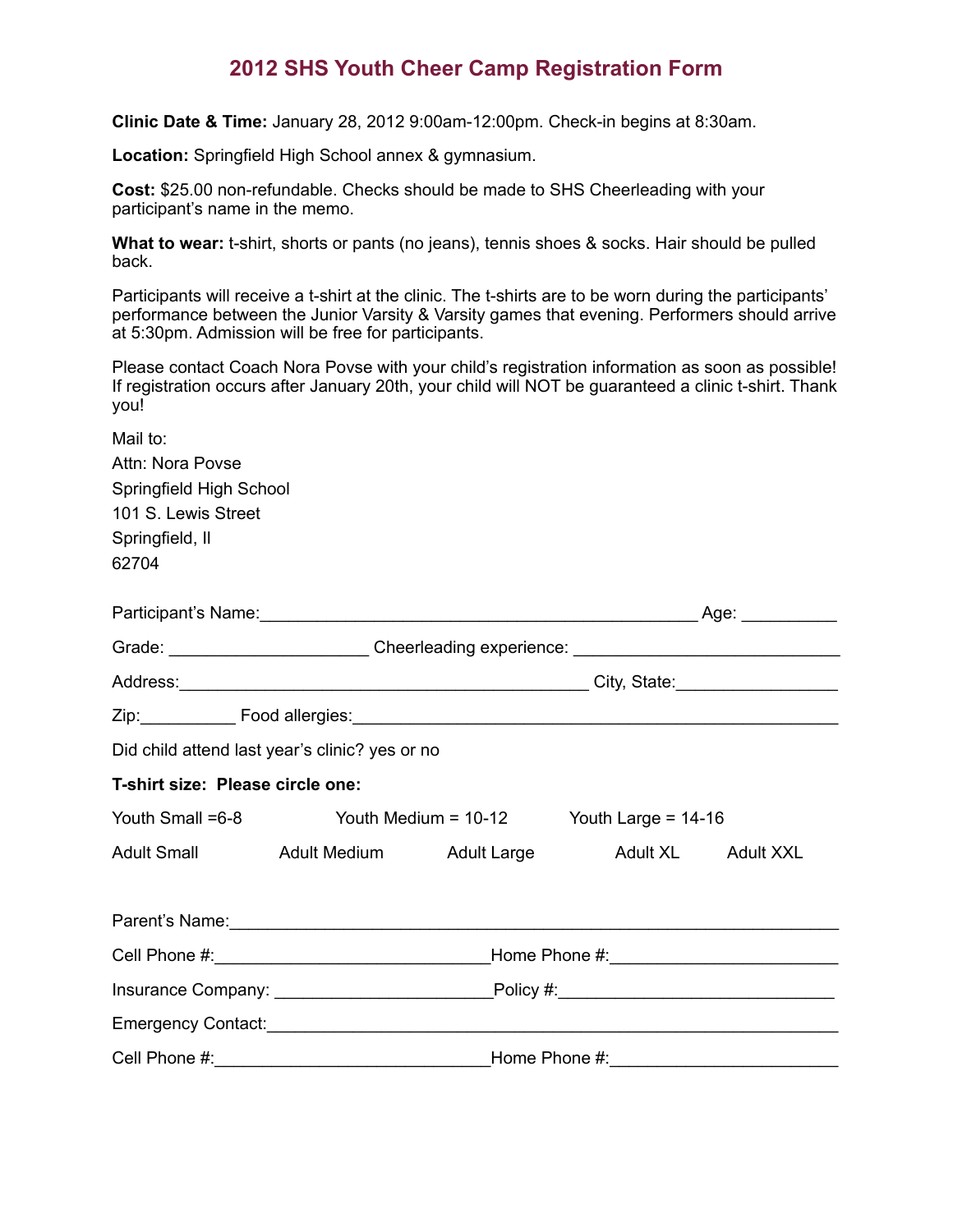# 2012 SHS Youth Cheer Camp Registration Form

**Clinic Date & Time:** January 28, 2012 9:00am-12:00pm. Check-in begins at 8:30am.

**Location:** Springfield High School annex & gymnasium.

**Cost:** $25.00 non-refundable. Checks should be made to SHS Cheerleading with your participant's name in the memo.

**What to wear:** t-shirt, shorts or pants (no jeans), tennis shoes & socks. Hair should be pulled back.

Participants will receive a t-shirt at the clinic. The t-shirts are to be worn during the participants' performance between the Junior Varsity & Varsity games that evening. Performers should arrive at 5:30pm. Admission will be free for participants.

Please contact Coach Nora Povse with your child's registration information as soon as possible! If registration occurs after January 20th, your child will NOT be guaranteed a clinic t-shirt. Thank you!

Mail to:
Attn: Nora Povse
Springfield High School
101 S. Lewis Street
Springfield, Il
62704

Participant's Name:_______________________________________________ Age: __________

Grade: _____________________ Cheerleading experience: ____________________________

Address:____________________________________________ City, State:_________________

Zip:__________ Food allergies:_____________________________________________________

Did child attend last year's clinic? yes or no

**T-shirt size: Please circle one:**

Youth Small =6-8　　Youth Medium = 10-12　　Youth Large = 14-16

Adult Small　　Adult Medium　　Adult Large　　Adult XL　　Adult XXL

Parent's Name:___________________________________________________________________

Cell Phone #:_____________________________Home Phone #:________________________

Insurance Company: _______________________Policy #:_____________________________

Emergency Contact:________________________________________________________________

Cell Phone #:_____________________________Home Phone #:________________________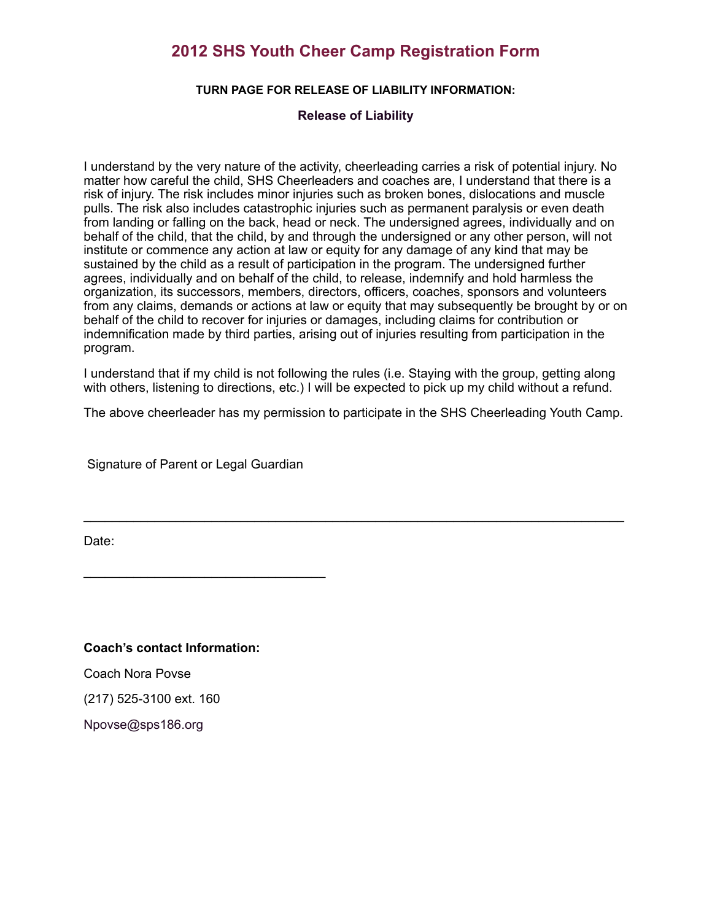# 2012 SHS Youth Cheer Camp Registration Form

**TURN PAGE FOR RELEASE OF LIABILITY INFORMATION:**

**Release of Liability**

I understand by the very nature of the activity, cheerleading carries a risk of potential injury. No matter how careful the child, SHS Cheerleaders and coaches are, I understand that there is a risk of injury. The risk includes minor injuries such as broken bones, dislocations and muscle pulls. The risk also includes catastrophic injuries such as permanent paralysis or even death from landing or falling on the back, head or neck. The undersigned agrees, individually and on behalf of the child, that the child, by and through the undersigned or any other person, will not institute or commence any action at law or equity for any damage of any kind that may be sustained by the child as a result of participation in the program. The undersigned further agrees, individually and on behalf of the child, to release, indemnify and hold harmless the organization, its successors, members, directors, officers, coaches, sponsors and volunteers from any claims, demands or actions at law or equity that may subsequently be brought by or on behalf of the child to recover for injuries or damages, including claims for contribution or indemnification made by third parties, arising out of injuries resulting from participation in the program.

I understand that if my child is not following the rules (i.e. Staying with the group, getting along with others, listening to directions, etc.) I will be expected to pick up my child without a refund.

The above cheerleader has my permission to participate in the SHS Cheerleading Youth Camp.

Signature of Parent or Legal Guardian

_____________________________________________________________________________

Date:

__________________________________

**Coach's contact Information:**

Coach Nora Povse

(217) 525-3100 ext. 160

Npovse@sps186.org